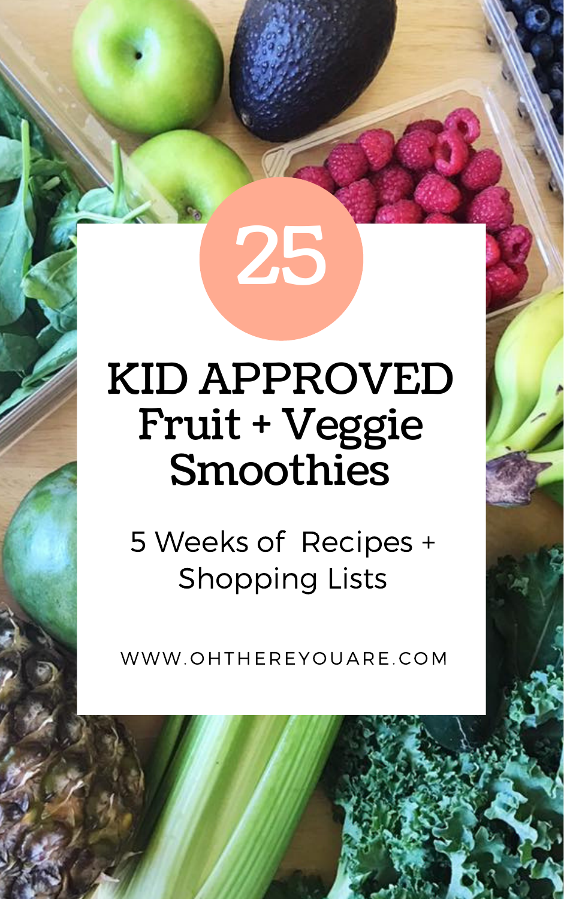25

# KID APPROVED Fruit + Veggie Smoothies

5 Weeks of Recipes + Shopping Lists

WWW.OHTHEREYOUARE.COM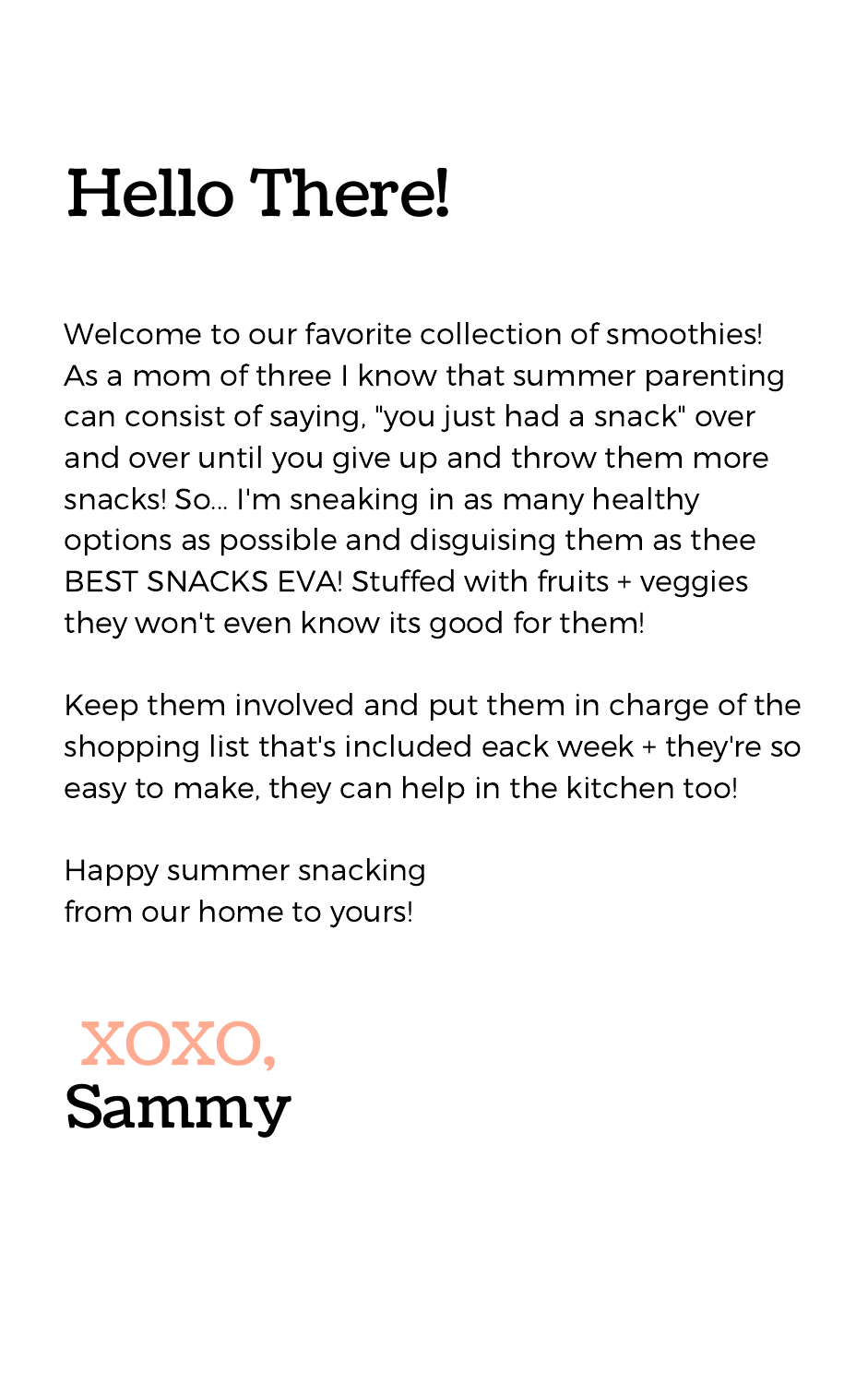# Hello There!

Welcome to our favorite collection of smoothies! As a mom of three I know that summer parenting can consist of saying, "you just had a snack" over and over until you give up and throw them more snacks! So... I'm sneaking in as many healthy options as possible and disguising them as thee BEST SNACKS EVA! Stuffed with fruits + veggies they won't even know its good for them!

Keep them involved and put them in charge of the shopping list that's included eack week + they're so easy to make, they can help in the kitchen too!

Happy summer snacking  
from our home to yours!

XOXO,  
**Sammy**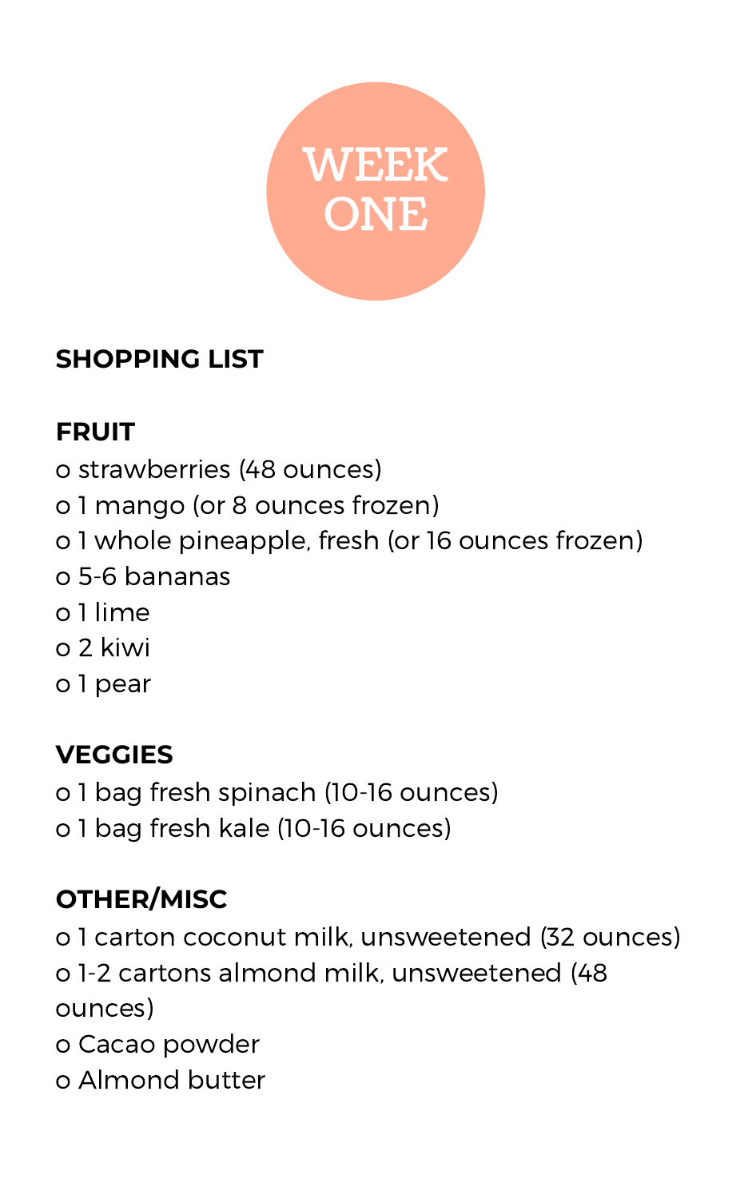# WEEK ONE

## SHOPPING LIST

### FRUIT

- o strawberries (48 ounces)
- o 1 mango (or 8 ounces frozen)
- o 1 whole pineapple, fresh (or 16 ounces frozen)
- o 5-6 bananas
- o 1 lime
- o 2 kiwi
- o 1 pear

### VEGGIES

- o 1 bag fresh spinach (10-16 ounces)
- o 1 bag fresh kale (10-16 ounces)

### OTHER/MISC

- o 1 carton coconut milk, unsweetened (32 ounces)
- o 1-2 cartons almond milk, unsweetened (48 ounces)
- o Cacao powder
- o Almond butter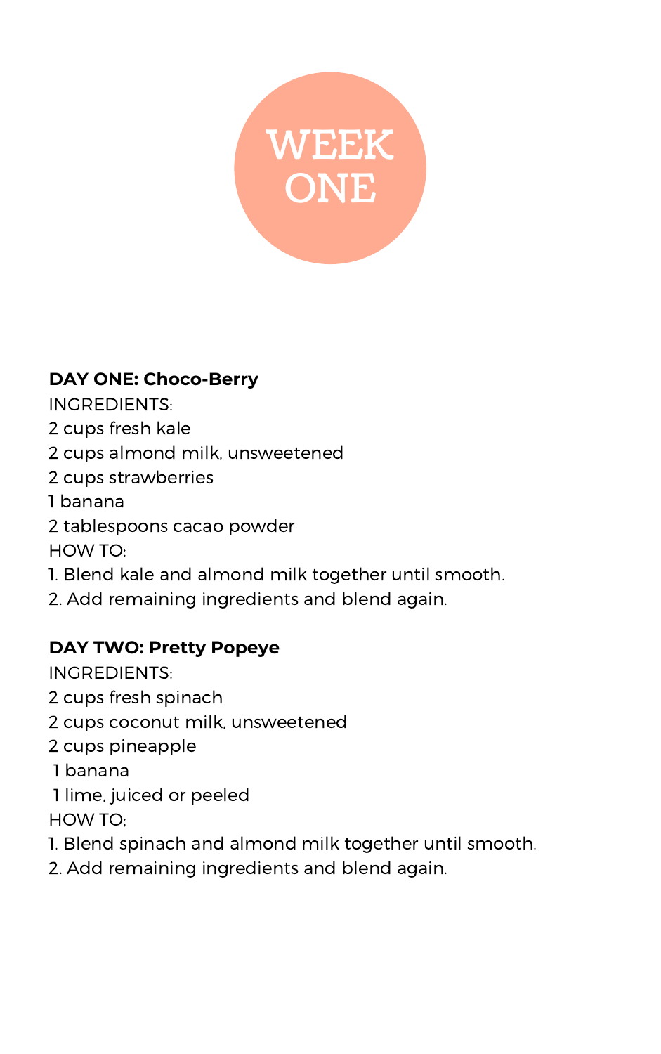# WEEK ONE

**DAY ONE: Choco-Berry**

INGREDIENTS:
2 cups fresh kale
2 cups almond milk, unsweetened
2 cups strawberries
1 banana
2 tablespoons cacao powder
HOW TO:
1. Blend kale and almond milk together until smooth.
2. Add remaining ingredients and blend again.

**DAY TWO: Pretty Popeye**

INGREDIENTS:
2 cups fresh spinach
2 cups coconut milk, unsweetened
2 cups pineapple
1 banana
1 lime, juiced or peeled
HOW TO;
1. Blend spinach and almond milk together until smooth.
2. Add remaining ingredients and blend again.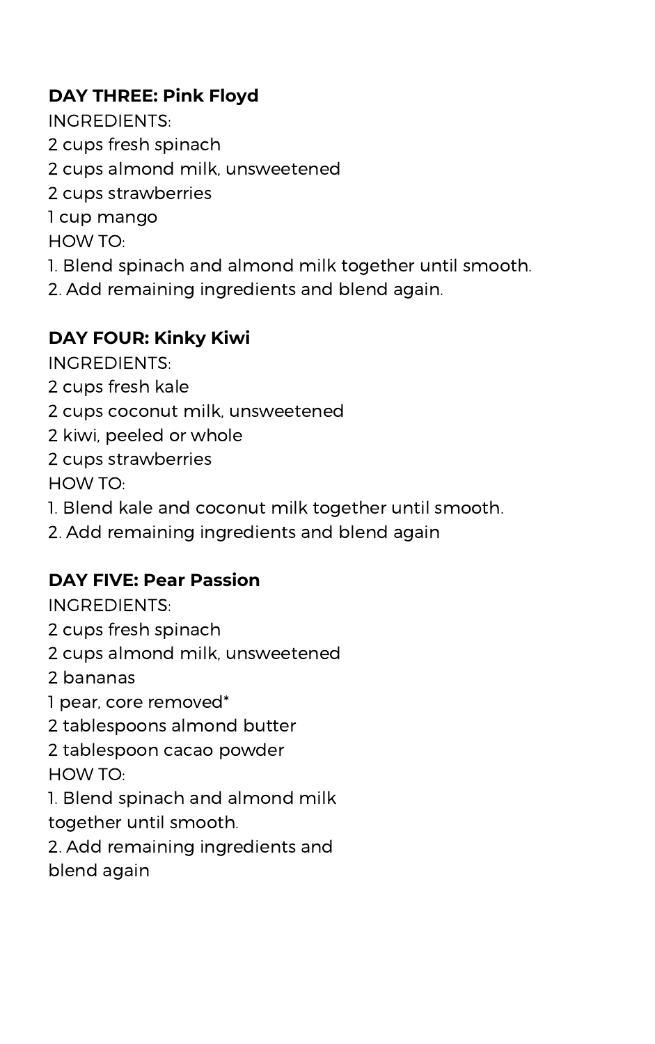**DAY THREE: Pink Floyd**

INGREDIENTS:

2 cups fresh spinach
2 cups almond milk, unsweetened
2 cups strawberries
1 cup mango

HOW TO:

1. Blend spinach and almond milk together until smooth.
2. Add remaining ingredients and blend again.

**DAY FOUR: Kinky Kiwi**

INGREDIENTS:

2 cups fresh kale
2 cups coconut milk, unsweetened
2 kiwi, peeled or whole
2 cups strawberries

HOW TO:

1. Blend kale and coconut milk together until smooth.
2. Add remaining ingredients and blend again

**DAY FIVE: Pear Passion**

INGREDIENTS:

2 cups fresh spinach
2 cups almond milk, unsweetened
2 bananas
1 pear, core removed*
2 tablespoons almond butter
2 tablespoon cacao powder

HOW TO:

1. Blend spinach and almond milk together until smooth.
2. Add remaining ingredients and blend again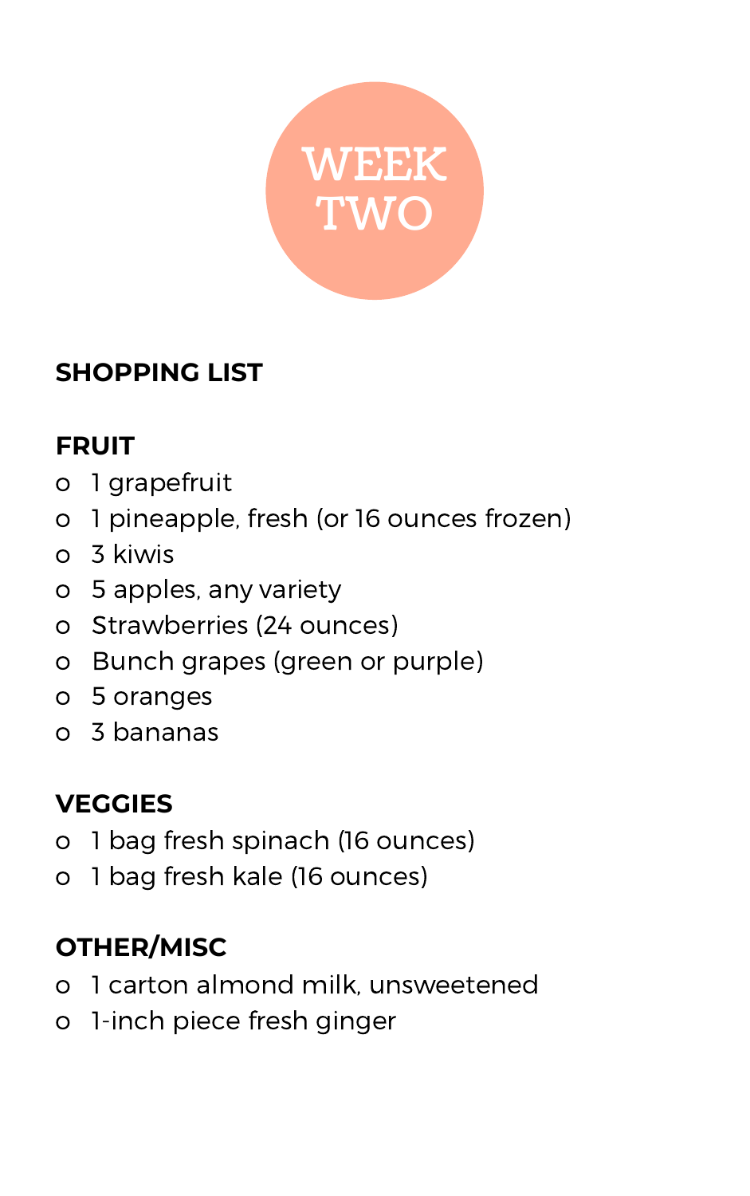# WEEK TWO

## SHOPPING LIST

### FRUIT

- 1 grapefruit
- 1 pineapple, fresh (or 16 ounces frozen)
- 3 kiwis
- 5 apples, any variety
- Strawberries (24 ounces)
- Bunch grapes (green or purple)
- 5 oranges
- 3 bananas

### VEGGIES

- 1 bag fresh spinach (16 ounces)
- 1 bag fresh kale (16 ounces)

### OTHER/MISC

- 1 carton almond milk, unsweetened
- 1-inch piece fresh ginger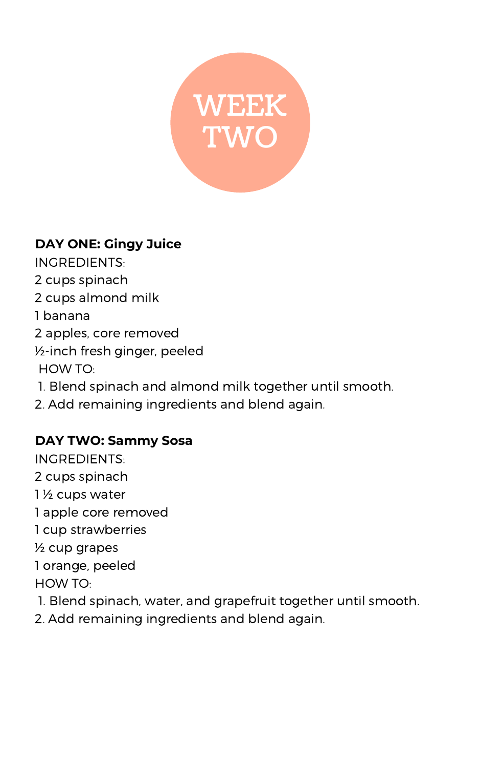# WEEK TWO

**DAY ONE: Gingy Juice**

INGREDIENTS:

2 cups spinach
2 cups almond milk
1 banana
2 apples, core removed
½-inch fresh ginger, peeled

HOW TO:

1. Blend spinach and almond milk together until smooth.
2. Add remaining ingredients and blend again.

**DAY TWO: Sammy Sosa**

INGREDIENTS:

2 cups spinach
1 ½ cups water
1 apple core removed
1 cup strawberries
½ cup grapes
1 orange, peeled

HOW TO:

1. Blend spinach, water, and grapefruit together until smooth.
2. Add remaining ingredients and blend again.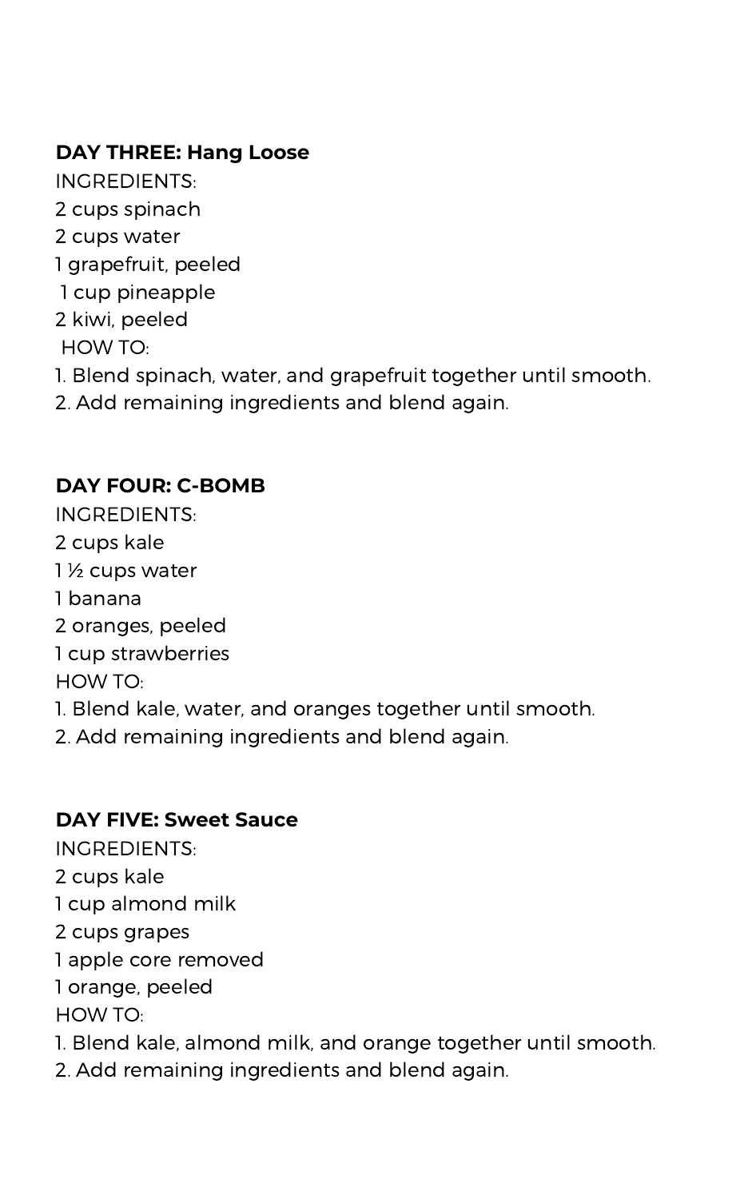**DAY THREE: Hang Loose**

INGREDIENTS:

2 cups spinach
2 cups water
1 grapefruit, peeled
1 cup pineapple
2 kiwi, peeled

HOW TO:

1. Blend spinach, water, and grapefruit together until smooth.
2. Add remaining ingredients and blend again.

**DAY FOUR: C-BOMB**

INGREDIENTS:

2 cups kale
1 ½ cups water
1 banana
2 oranges, peeled
1 cup strawberries

HOW TO:

1. Blend kale, water, and oranges together until smooth.
2. Add remaining ingredients and blend again.

**DAY FIVE: Sweet Sauce**

INGREDIENTS:

2 cups kale
1 cup almond milk
2 cups grapes
1 apple core removed
1 orange, peeled

HOW TO:

1. Blend kale, almond milk, and orange together until smooth.
2. Add remaining ingredients and blend again.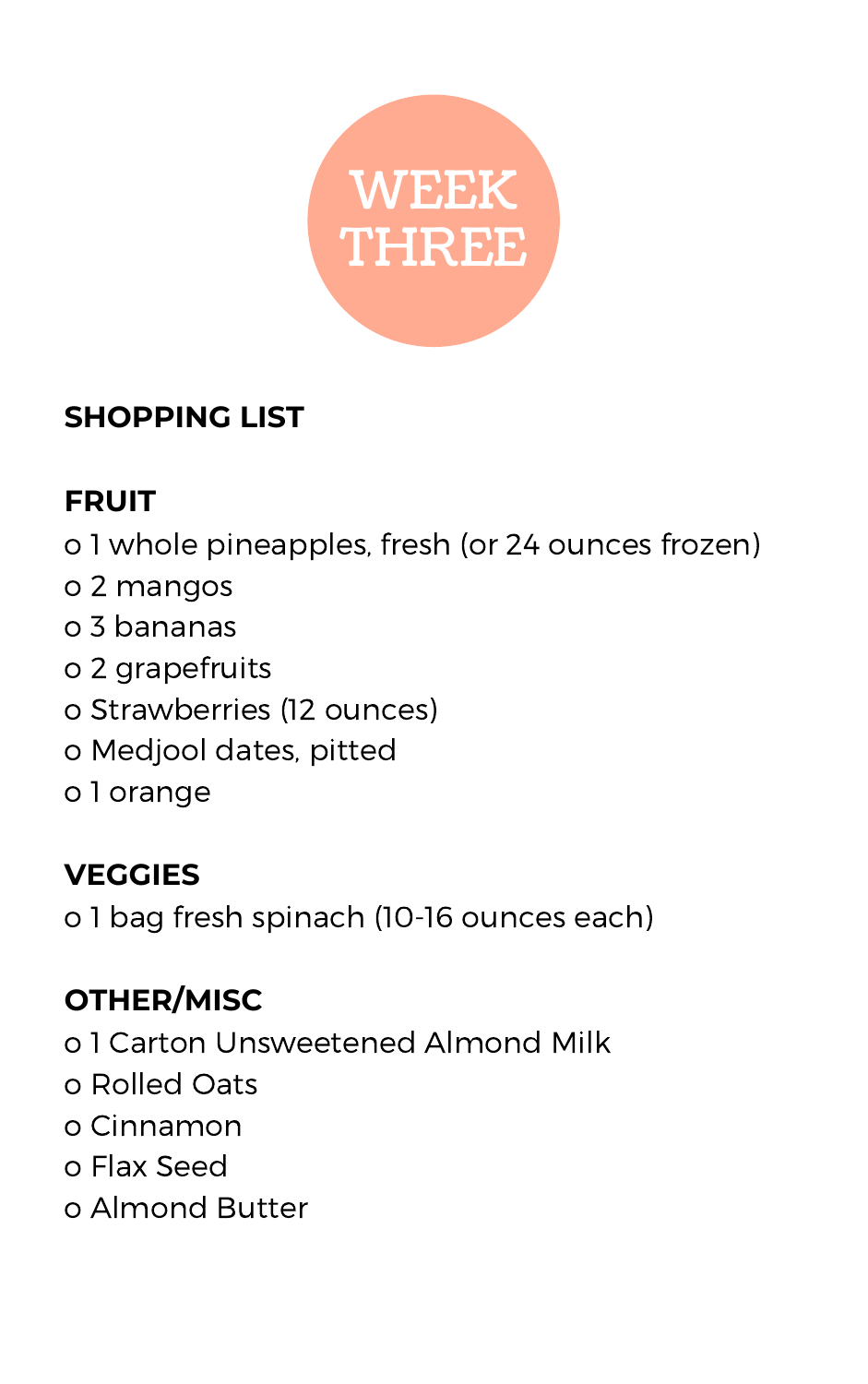# WEEK THREE

## SHOPPING LIST

### FRUIT

- 1 whole pineapples, fresh (or 24 ounces frozen)
- 2 mangos
- 3 bananas
- 2 grapefruits
- Strawberries (12 ounces)
- Medjool dates, pitted
- 1 orange

### VEGGIES

- 1 bag fresh spinach (10-16 ounces each)

### OTHER/MISC

- 1 Carton Unsweetened Almond Milk
- Rolled Oats
- Cinnamon
- Flax Seed
- Almond Butter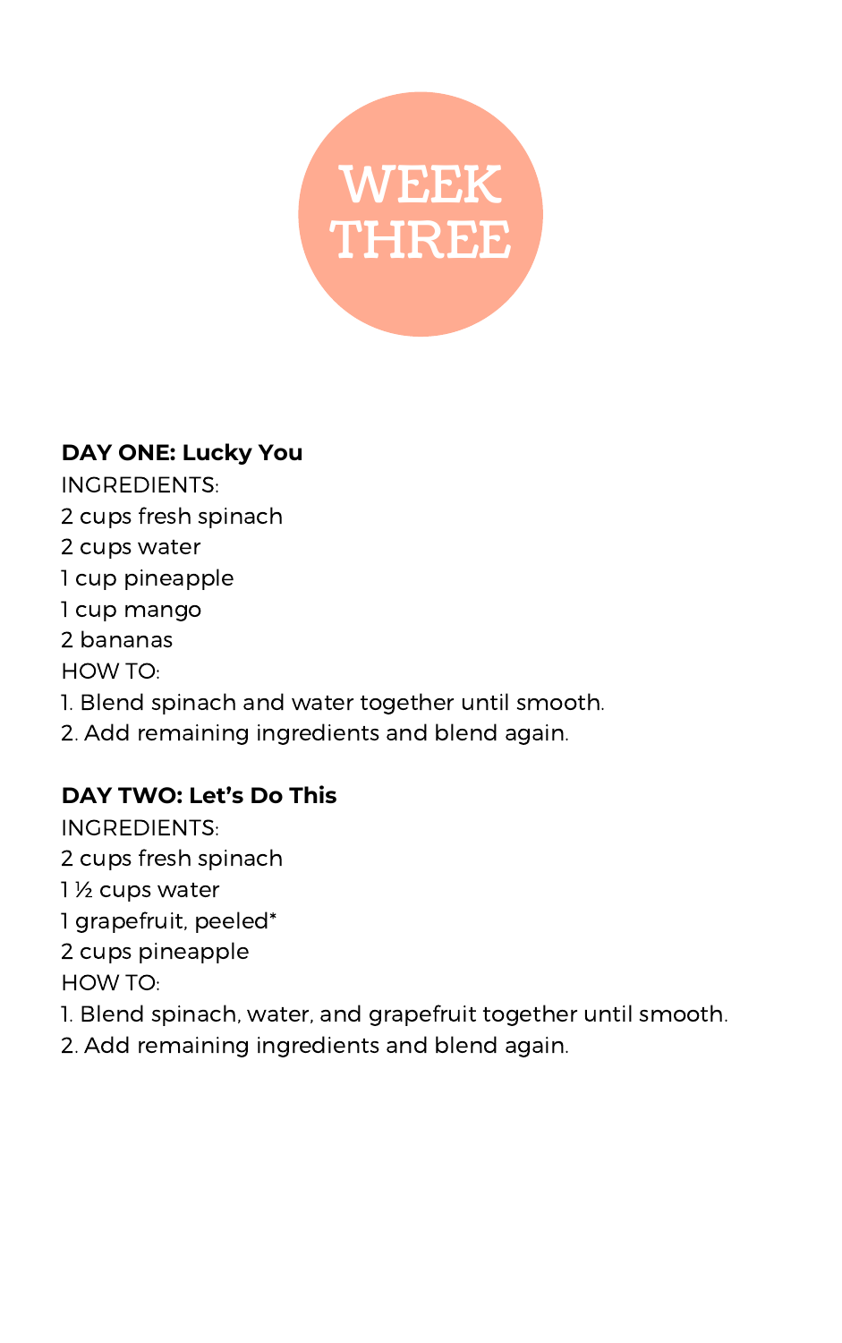# WEEK THREE

**DAY ONE: Lucky You**

INGREDIENTS:

2 cups fresh spinach
2 cups water
1 cup pineapple
1 cup mango
2 bananas

HOW TO:

1. Blend spinach and water together until smooth.
2. Add remaining ingredients and blend again.

**DAY TWO: Let's Do This**

INGREDIENTS:

2 cups fresh spinach
1 ½ cups water
1 grapefruit, peeled*
2 cups pineapple

HOW TO:

1. Blend spinach, water, and grapefruit together until smooth.
2. Add remaining ingredients and blend again.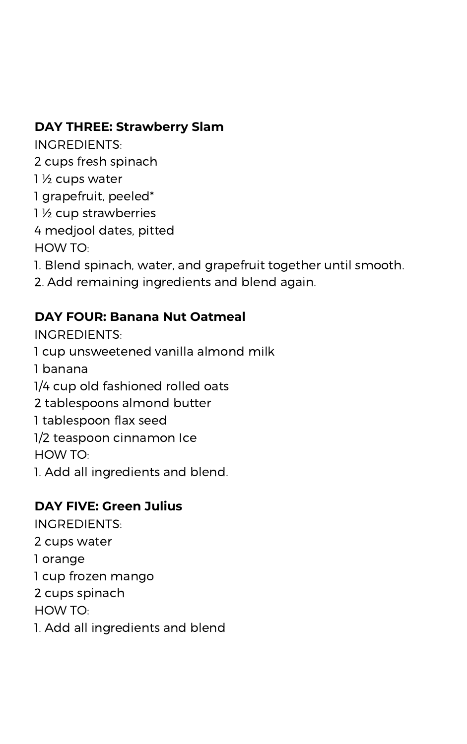**DAY THREE: Strawberry Slam**

INGREDIENTS:

2 cups fresh spinach

1 ½ cups water

1 grapefruit, peeled*

1 ½ cup strawberries

4 medjool dates, pitted

HOW TO:

1. Blend spinach, water, and grapefruit together until smooth.
2. Add remaining ingredients and blend again.

**DAY FOUR: Banana Nut Oatmeal**

INGREDIENTS:

1 cup unsweetened vanilla almond milk

1 banana

1/4 cup old fashioned rolled oats

2 tablespoons almond butter

1 tablespoon flax seed

1/2 teaspoon cinnamon Ice

HOW TO:

1. Add all ingredients and blend.

**DAY FIVE: Green Julius**

INGREDIENTS:

2 cups water

1 orange

1 cup frozen mango

2 cups spinach

HOW TO:

1. Add all ingredients and blend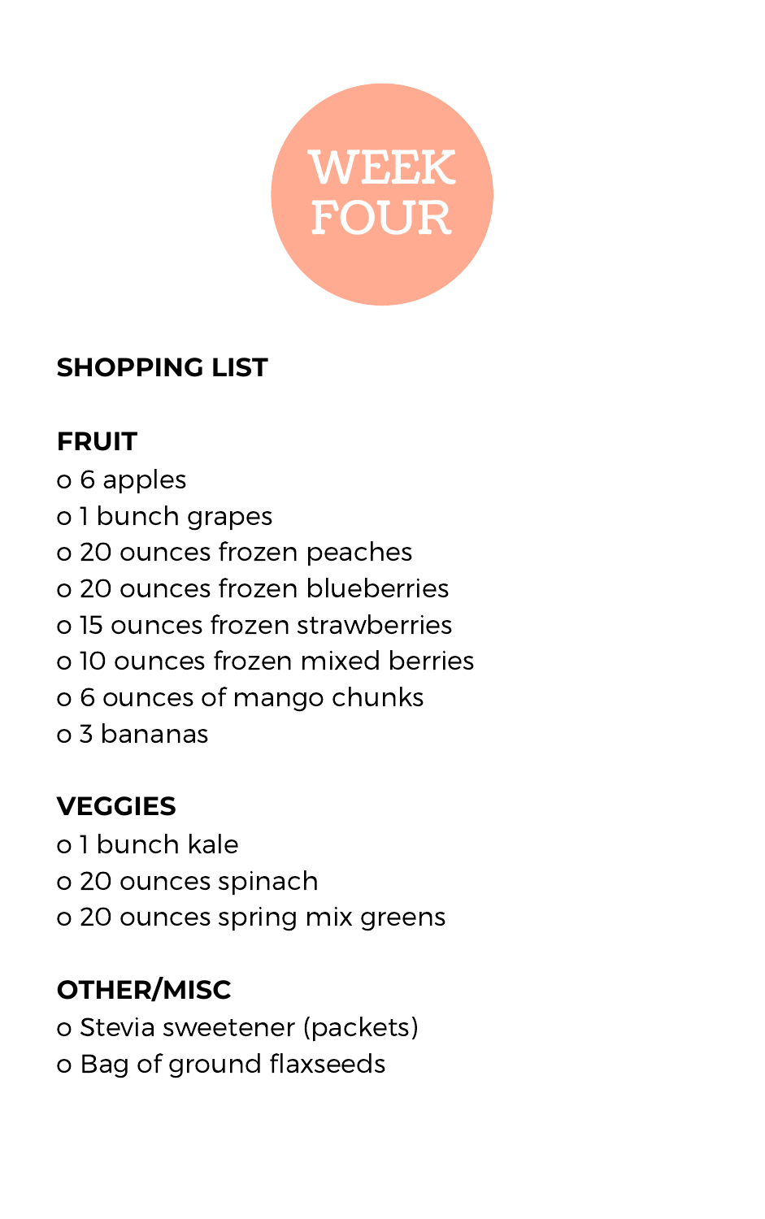# WEEK FOUR

## SHOPPING LIST

### FRUIT

- 6 apples
- 1 bunch grapes
- 20 ounces frozen peaches
- 20 ounces frozen blueberries
- 15 ounces frozen strawberries
- 10 ounces frozen mixed berries
- 6 ounces of mango chunks
- 3 bananas

### VEGGIES

- 1 bunch kale
- 20 ounces spinach
- 20 ounces spring mix greens

### OTHER/MISC

- Stevia sweetener (packets)
- Bag of ground flaxseeds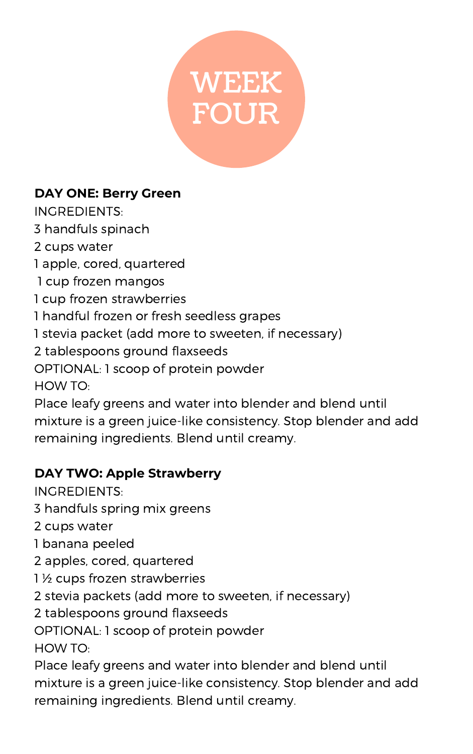# WEEK FOUR

**DAY ONE: Berry Green**

INGREDIENTS:

3 handfuls spinach
2 cups water
1 apple, cored, quartered
1 cup frozen mangos
1 cup frozen strawberries
1 handful frozen or fresh seedless grapes
1 stevia packet (add more to sweeten, if necessary)
2 tablespoons ground flaxseeds
OPTIONAL: 1 scoop of protein powder

HOW TO:

Place leafy greens and water into blender and blend until mixture is a green juice-like consistency. Stop blender and add remaining ingredients. Blend until creamy.

**DAY TWO: Apple Strawberry**

INGREDIENTS:

3 handfuls spring mix greens
2 cups water
1 banana peeled
2 apples, cored, quartered
1 ½ cups frozen strawberries
2 stevia packets (add more to sweeten, if necessary)
2 tablespoons ground flaxseeds
OPTIONAL: 1 scoop of protein powder

HOW TO:

Place leafy greens and water into blender and blend until mixture is a green juice-like consistency. Stop blender and add remaining ingredients. Blend until creamy.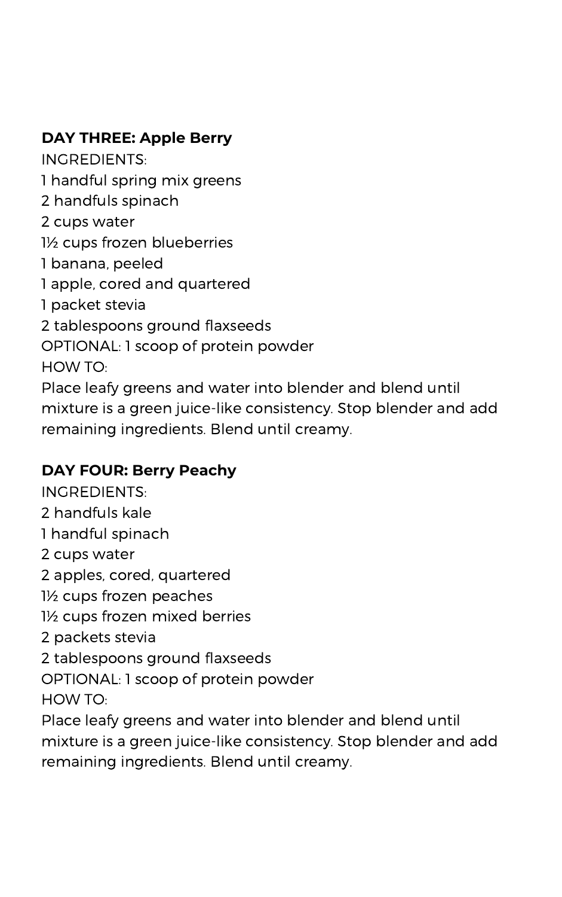**DAY THREE: Apple Berry**

INGREDIENTS:

1 handful spring mix greens
2 handfuls spinach
2 cups water
1½ cups frozen blueberries
1 banana, peeled
1 apple, cored and quartered
1 packet stevia
2 tablespoons ground flaxseeds
OPTIONAL: 1 scoop of protein powder

HOW TO:

Place leafy greens and water into blender and blend until mixture is a green juice-like consistency. Stop blender and add remaining ingredients. Blend until creamy.

**DAY FOUR: Berry Peachy**

INGREDIENTS:

2 handfuls kale
1 handful spinach
2 cups water
2 apples, cored, quartered
1½ cups frozen peaches
1½ cups frozen mixed berries
2 packets stevia
2 tablespoons ground flaxseeds
OPTIONAL: 1 scoop of protein powder

HOW TO:

Place leafy greens and water into blender and blend until mixture is a green juice-like consistency. Stop blender and add remaining ingredients. Blend until creamy.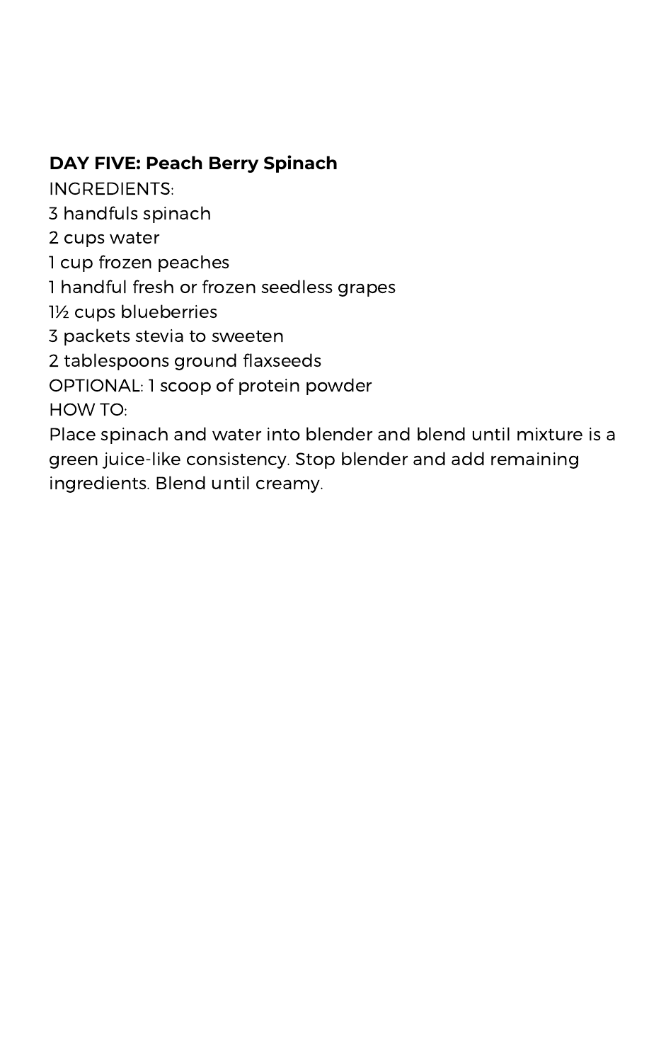**DAY FIVE: Peach Berry Spinach**

INGREDIENTS:

3 handfuls spinach
2 cups water
1 cup frozen peaches
1 handful fresh or frozen seedless grapes
1½ cups blueberries
3 packets stevia to sweeten
2 tablespoons ground flaxseeds
OPTIONAL: 1 scoop of protein powder

HOW TO:

Place spinach and water into blender and blend until mixture is a green juice-like consistency. Stop blender and add remaining ingredients. Blend until creamy.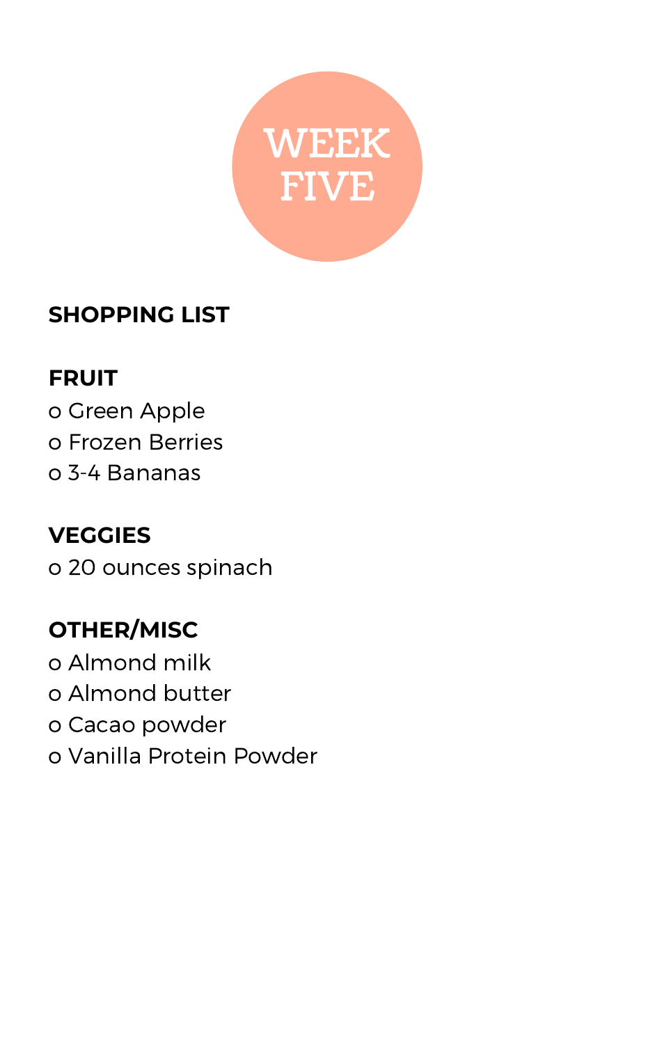# WEEK FIVE

## SHOPPING LIST

### FRUIT

- o Green Apple
- o Frozen Berries
- o 3-4 Bananas

### VEGGIES

- o 20 ounces spinach

### OTHER/MISC

- o Almond milk
- o Almond butter
- o Cacao powder
- o Vanilla Protein Powder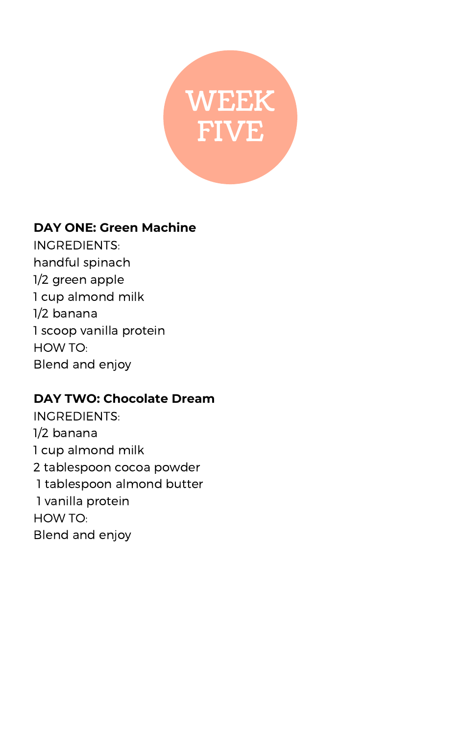# WEEK FIVE

**DAY ONE: Green Machine**

INGREDIENTS:
handful spinach
1/2 green apple
1 cup almond milk
1/2 banana
1 scoop vanilla protein
HOW TO:
Blend and enjoy

**DAY TWO: Chocolate Dream**

INGREDIENTS:
1/2 banana
1 cup almond milk
2 tablespoon cocoa powder
1 tablespoon almond butter
1 vanilla protein
HOW TO:
Blend and enjoy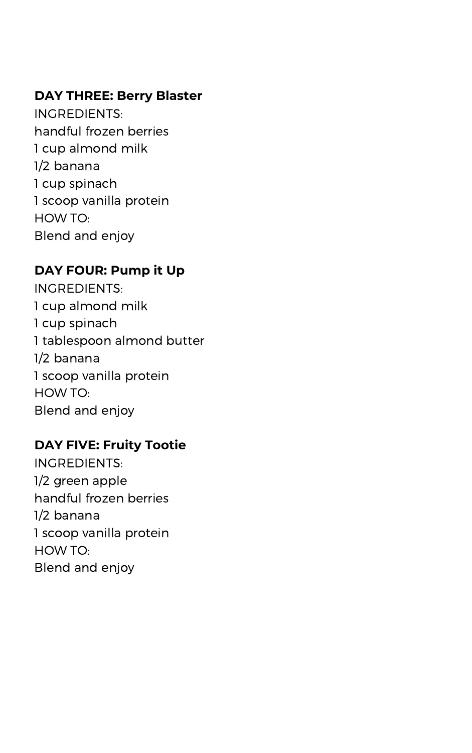**DAY THREE: Berry Blaster**

INGREDIENTS:
handful frozen berries
1 cup almond milk
1/2 banana
1 cup spinach
1 scoop vanilla protein
HOW TO:
Blend and enjoy

**DAY FOUR: Pump it Up**

INGREDIENTS:
1 cup almond milk
1 cup spinach
1 tablespoon almond butter
1/2 banana
1 scoop vanilla protein
HOW TO:
Blend and enjoy

**DAY FIVE: Fruity Tootie**

INGREDIENTS:
1/2 green apple
handful frozen berries
1/2 banana
1 scoop vanilla protein
HOW TO:
Blend and enjoy